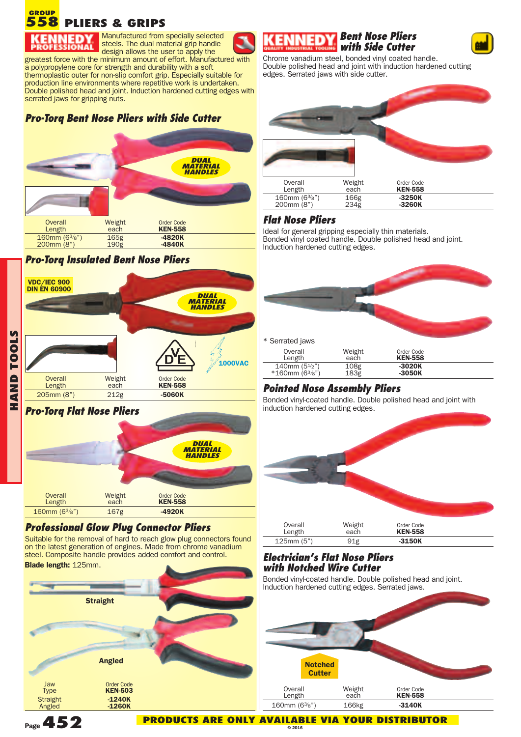# GROUP 558 PLIERS & GRIPS

KENNEDY PROFESSIONAL

Manufactured from specially selected steels. The dual material grip handle design allows the user to apply the greatest force with the minimum amount of effort. Manufactured with a polypropylene core for strength and durability with a soft thermoplastic outer for non-slip comfort grip. Especially suitable for production line environments where repetitive work is undertaken. Double polished head and joint. Induction hardened cutting edges with serrated jaws for gripping nuts.

## Pro-Torq Bent Nose Pliers with Side Cutter

DUAL MATERIAL HANDLES

| Overall Length | Weight each | Order Code KEN-558 |
|---|---|---|
| 160mm (6³⁄₈") | 165g | -4820K |
| 200mm (8") | 190g | -4840K |

## Pro-Torq Insulated Bent Nose Pliers

VDC/IEC 900
DIN EN 60900

DUAL MATERIAL HANDLES

1000VAC

| Overall Length | Weight each | Order Code KEN-558 |
|---|---|---|
| 205mm (8") | 212g | -5060K |

## Pro-Torq Flat Nose Pliers

DUAL MATERIAL HANDLES

| Overall Length | Weight each | Order Code KEN-558 |
|---|---|---|
| 160mm (6³⁄₈") | 167g | -4920K |

## Professional Glow Plug Connector Pliers

Suitable for the removal of hard to reach glow plug connectors found on the latest generation of engines. Made from chrome vanadium steel. Composite handle provides added comfort and control.

**Blade length:** 125mm.

Straight

Angled

| Jaw Type | Order Code KEN-503 |
|---|---|
| Straight | -1240K |
| Angled | -1260K |

## KENNEDY Bent Nose Pliers with Side Cutter

Chrome vanadium steel, bonded vinyl coated handle. Double polished head and joint with induction hardened cutting edges. Serrated jaws with side cutter.

| Overall Length | Weight each | Order Code KEN-558 |
|---|---|---|
| 160mm (6³⁄₈") | 166g | -3250K |
| 200mm (8") | 234g | -3260K |

## Flat Nose Pliers

Ideal for general gripping especially thin materials. Bonded vinyl coated handle. Double polished head and joint. Induction hardened cutting edges.

\* Serrated jaws

| Overall Length | Weight each | Order Code KEN-558 |
|---|---|---|
| 140mm (5½") | 108g | -3020K |
| *160mm (6³⁄₈") | 183g | -3050K |

## Pointed Nose Assembly Pliers

Bonded vinyl-coated handle. Double polished head and joint with induction hardened cutting edges.

| Overall Length | Weight each | Order Code KEN-558 |
|---|---|---|
| 125mm (5") | 91g | -3150K |

## Electrician's Flat Nose Pliers with Notched Wire Cutter

Bonded vinyl-coated handle. Double polished head and joint. Induction hardened cutting edges. Serrated jaws.

Notched Cutter

| Overall Length | Weight each | Order Code KEN-558 |
|---|---|---|
| 160mm (6³⁄₈") | 166kg | -3140K |

HAND TOOLS

PRODUCTS ARE ONLY AVAILABLE VIA YOUR DISTRIBUTOR

© 2016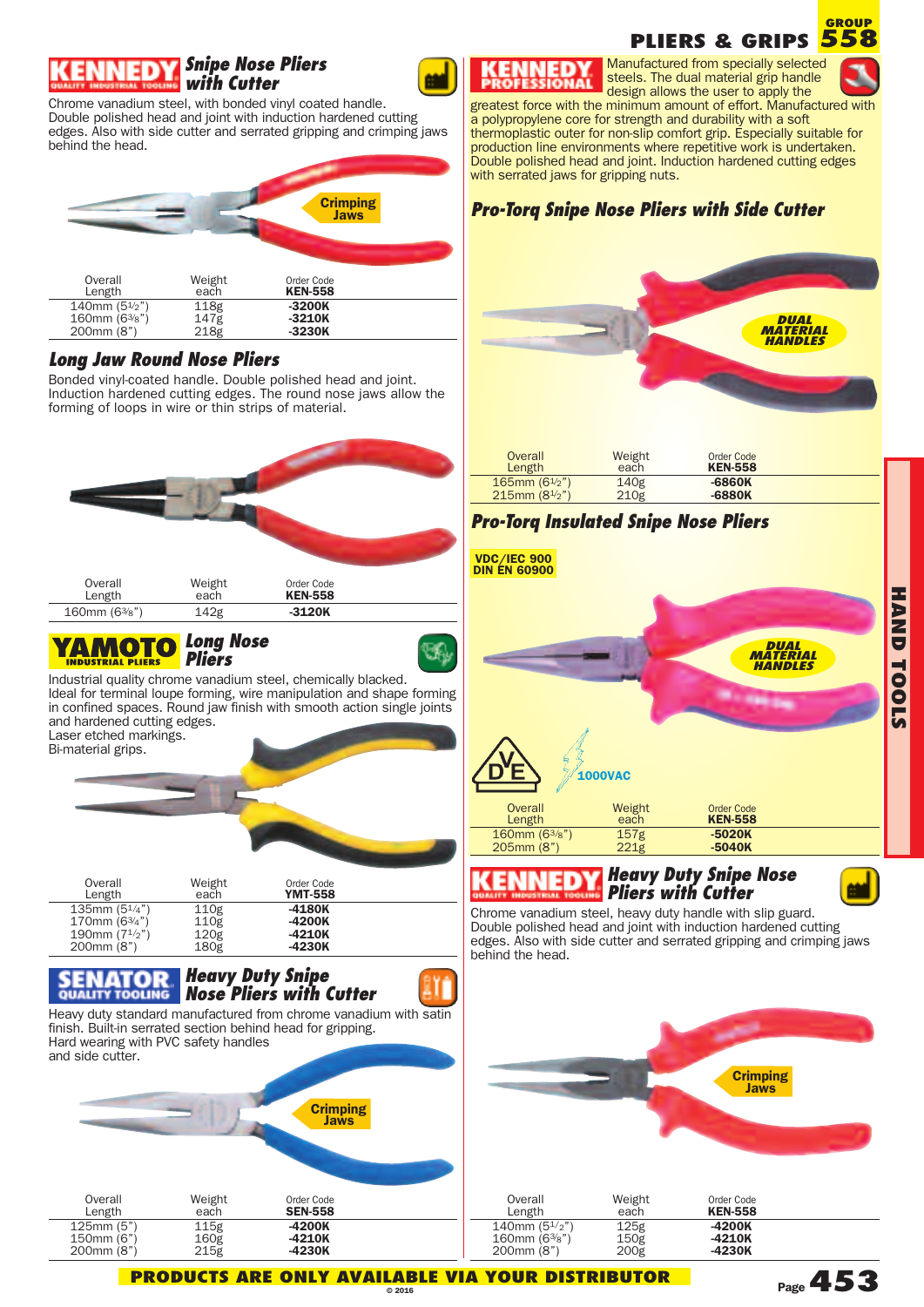# PLIERS & GRIPS

GROUP 558

## KENNEDY Snipe Nose Pliers with Cutter

Chrome vanadium steel, with bonded vinyl coated handle. Double polished head and joint with induction hardened cutting edges. Also with side cutter and serrated gripping and crimping jaws behind the head.

Crimping Jaws

| Overall Length | Weight each | Order Code KEN-558 |
|---|---|---|
| 140mm (5½") | 118g | -3200K |
| 160mm (6⅜") | 147g | -3210K |
| 200mm (8") | 218g | -3230K |

## Long Jaw Round Nose Pliers

Bonded vinyl-coated handle. Double polished head and joint. Induction hardened cutting edges. The round nose jaws allow the forming of loops in wire or thin strips of material.

| Overall Length | Weight each | Order Code KEN-558 |
|---|---|---|
| 160mm (6⅜") | 142g | -3120K |

## YAMOTO Long Nose Pliers

Industrial quality chrome vanadium steel, chemically blacked. Ideal for terminal loupe forming, wire manipulation and shape forming in confined spaces. Round jaw finish with smooth action single joints and hardened cutting edges.
Laser etched markings.
Bi-material grips.

| Overall Length | Weight each | Order Code YMT-558 |
|---|---|---|
| 135mm (5¼") | 110g | -4180K |
| 170mm (6¾") | 110g | -4200K |
| 190mm (7½") | 120g | -4210K |
| 200mm (8") | 180g | -4230K |

## SENATOR Heavy Duty Snipe Nose Pliers with Cutter

Heavy duty standard manufactured from chrome vanadium with satin finish. Built-in serrated section behind head for gripping.
Hard wearing with PVC safety handles and side cutter.

Crimping Jaws

| Overall Length | Weight each | Order Code SEN-558 |
|---|---|---|
| 125mm (5") | 115g | -4200K |
| 150mm (6") | 160g | -4210K |
| 200mm (8") | 215g | -4230K |

## KENNEDY PROFESSIONAL

Manufactured from specially selected steels. The dual material grip handle design allows the user to apply the greatest force with the minimum amount of effort. Manufactured with a polypropylene core for strength and durability with a soft thermoplastic outer for non-slip comfort grip. Especially suitable for production line environments where repetitive work is undertaken. Double polished head and joint. Induction hardened cutting edges with serrated jaws for gripping nuts.

## Pro-Torq Snipe Nose Pliers with Side Cutter

DUAL MATERIAL HANDLES

| Overall Length | Weight each | Order Code KEN-558 |
|---|---|---|
| 165mm (6½") | 140g | -6860K |
| 215mm (8½") | 210g | -6880K |

## Pro-Torq Insulated Snipe Nose Pliers

VDC/IEC 900
DIN EN 60900

DUAL MATERIAL HANDLES

1000VAC

| Overall Length | Weight each | Order Code KEN-558 |
|---|---|---|
| 160mm (6⅜") | 157g | -5020K |
| 205mm (8") | 221g | -5040K |

## KENNEDY Heavy Duty Snipe Nose Pliers with Cutter

Chrome vanadium steel, heavy duty handle with slip guard. Double polished head and joint with induction hardened cutting edges. Also with side cutter and serrated gripping and crimping jaws behind the head.

Crimping Jaws

| Overall Length | Weight each | Order Code KEN-558 |
|---|---|---|
| 140mm (5½") | 125g | -4200K |
| 160mm (6⅜") | 150g | -4210K |
| 200mm (8") | 200g | -4230K |

HAND TOOLS

PRODUCTS ARE ONLY AVAILABLE VIA YOUR DISTRIBUTOR

© 2016